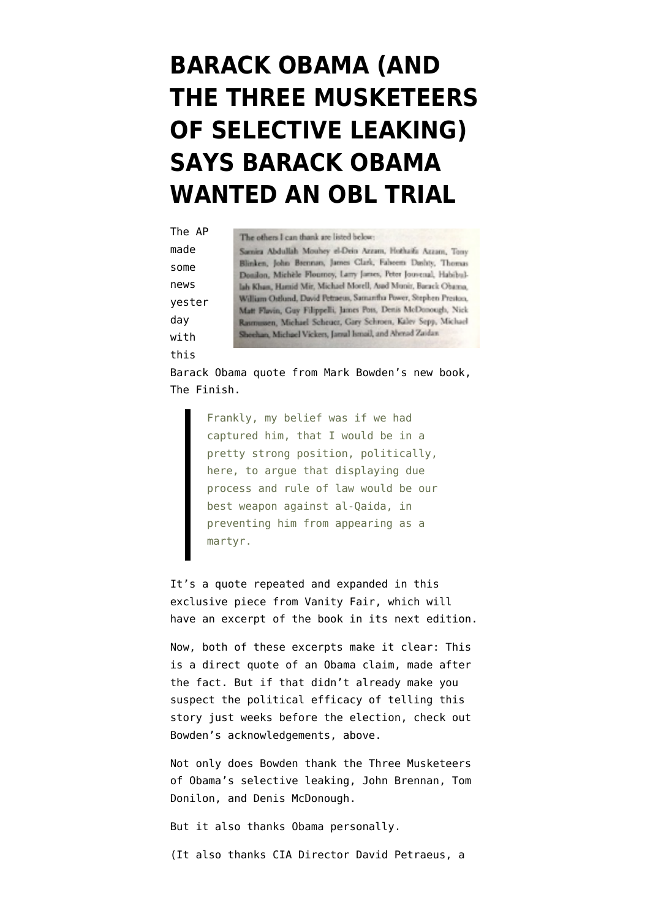# BARACK OBAMA (AND THE THREE MUSKETEERS OF SELECTIVE LEAKING) SAYS BARACK OBAMA WANTED AN OBL TRIAL

The AP made some news yesterday with this Barack Obama quote from Mark Bowden's new book, The Finish.

> The others I can thank are listed below:
> Samira Abdullah Mouhey el-Dein Azzam, Hothaifa Azzam, Tony Blinken, John Brennan, James Clark, Faheem Dashty, Thomas Donilon, Michèle Flournoy, Larry James, Peter Jouvenal, Habibullah Khan, Hamid Mir, Michael Morell, Asad Munir, Barack Obama, William Ostlund, David Petraeus, Samantha Power, Stephen Preston, Matt Flavin, Guy Filippelli, James Poss, Denis McDonough, Nick Rasmussen, Michael Scheuer, Gary Schroen, Kalev Sepp, Michael Sheehan, Michael Vickers, Jamal Ismail, and Ahmad Zaidan.

> Frankly, my belief was if we had captured him, that I would be in a pretty strong position, politically, here, to argue that displaying due process and rule of law would be our best weapon against al-Qaida, in preventing him from appearing as a martyr.

It's a quote repeated and expanded in this exclusive piece from Vanity Fair, which will have an excerpt of the book in its next edition.

Now, both of these excerpts make it clear: This is a direct quote of an Obama claim, made after the fact. But if that didn't already make you suspect the political efficacy of telling this story just weeks before the election, check out Bowden's acknowledgements, above.

Not only does Bowden thank the Three Musketeers of Obama's selective leaking, John Brennan, Tom Donilon, and Denis McDonough.

But it also thanks Obama personally.

(It also thanks CIA Director David Petraeus, a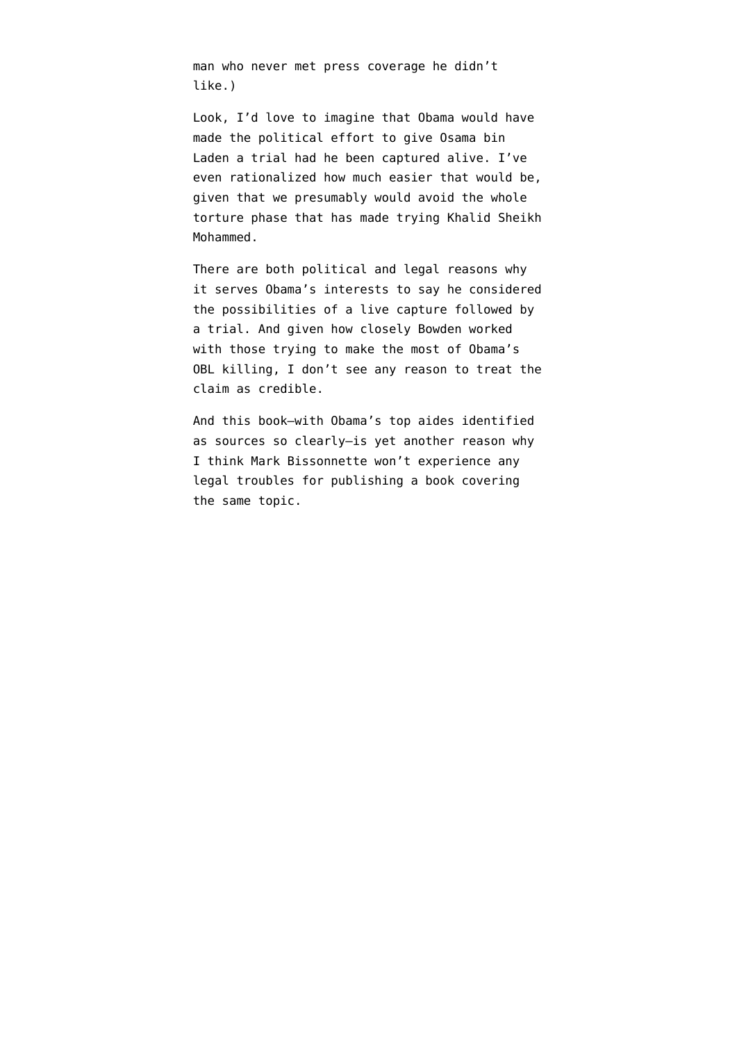man who never met press coverage he didn't like.)

Look, I'd love to imagine that Obama would have made the political effort to give Osama bin Laden a trial had he been captured alive. I've even rationalized how much easier that would be, given that we presumably would avoid the whole torture phase that has made trying Khalid Sheikh Mohammed.

There are both political and legal reasons why it serves Obama's interests to say he considered the possibilities of a live capture followed by a trial. And given how closely Bowden worked with those trying to make the most of Obama's OBL killing, I don't see any reason to treat the claim as credible.

And this book–with Obama's top aides identified as sources so clearly–is yet another reason why I think Mark Bissonnette won't experience any legal troubles for publishing a book covering the same topic.